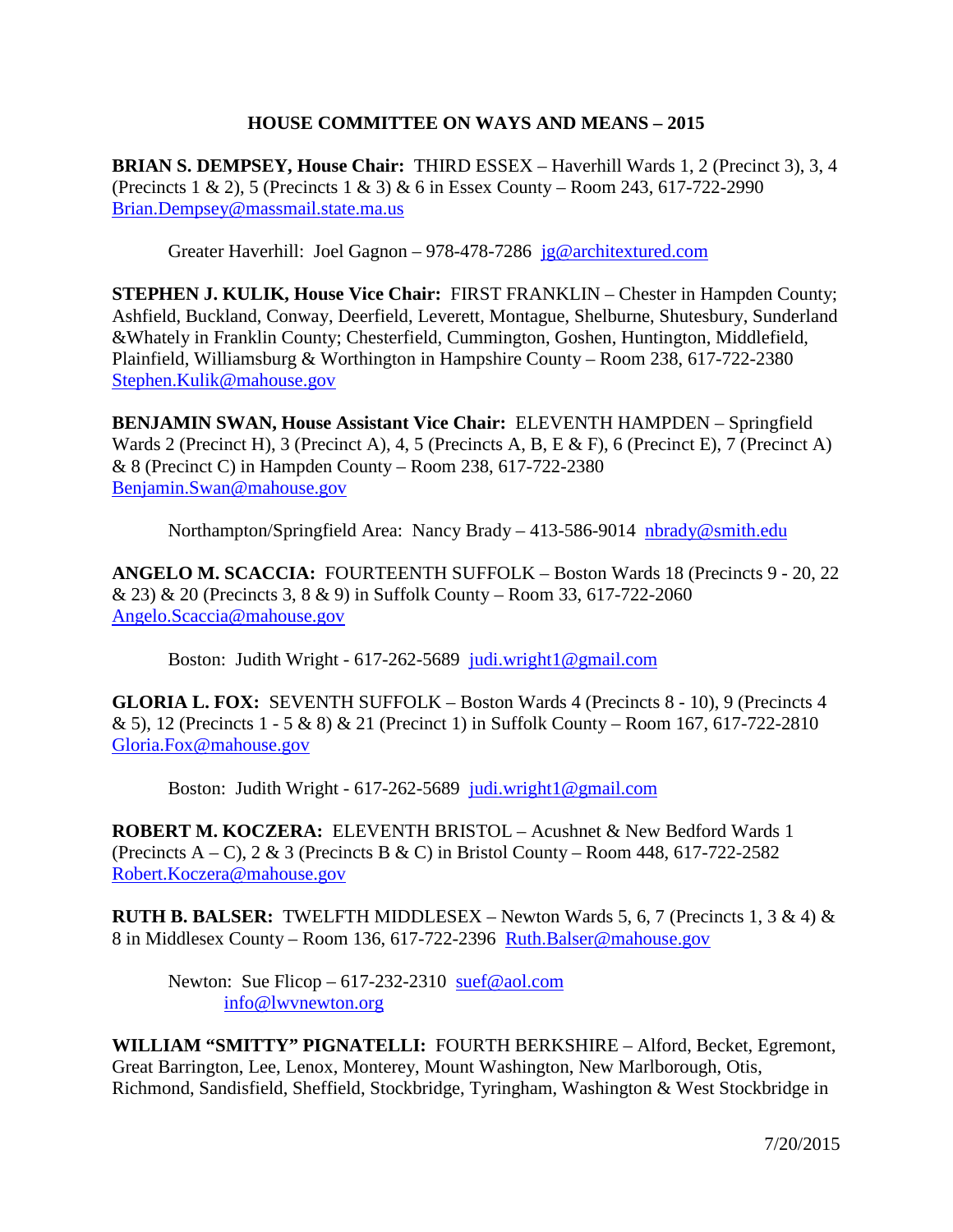# HOUSE COMMITTEE ON WAYS AND MEANS – 2015

**BRIAN S. DEMPSEY, House Chair:** THIRD ESSEX – Haverhill Wards 1, 2 (Precinct 3), 3, 4 (Precincts 1 & 2), 5 (Precincts 1 & 3) & 6 in Essex County – Room 243, 617-722-2990 Brian.Dempsey@massmail.state.ma.us

Greater Haverhill: Joel Gagnon – 978-478-7286 jg@architextured.com

**STEPHEN J. KULIK, House Vice Chair:** FIRST FRANKLIN – Chester in Hampden County; Ashfield, Buckland, Conway, Deerfield, Leverett, Montague, Shelburne, Shutesbury, Sunderland &Whately in Franklin County; Chesterfield, Cummington, Goshen, Huntington, Middlefield, Plainfield, Williamsburg & Worthington in Hampshire County – Room 238, 617-722-2380 Stephen.Kulik@mahouse.gov

**BENJAMIN SWAN, House Assistant Vice Chair:** ELEVENTH HAMPDEN – Springfield Wards 2 (Precinct H), 3 (Precinct A), 4, 5 (Precincts A, B, E & F), 6 (Precinct E), 7 (Precinct A) & 8 (Precinct C) in Hampden County – Room 238, 617-722-2380 Benjamin.Swan@mahouse.gov

Northampton/Springfield Area: Nancy Brady – 413-586-9014 nbrady@smith.edu

**ANGELO M. SCACCIA:** FOURTEENTH SUFFOLK – Boston Wards 18 (Precincts 9 - 20, 22 & 23) & 20 (Precincts 3, 8 & 9) in Suffolk County – Room 33, 617-722-2060 Angelo.Scaccia@mahouse.gov

Boston: Judith Wright - 617-262-5689 judi.wright1@gmail.com

**GLORIA L. FOX:** SEVENTH SUFFOLK – Boston Wards 4 (Precincts 8 - 10), 9 (Precincts 4 & 5), 12 (Precincts 1 - 5 & 8) & 21 (Precinct 1) in Suffolk County – Room 167, 617-722-2810 Gloria.Fox@mahouse.gov

Boston: Judith Wright - 617-262-5689 judi.wright1@gmail.com

**ROBERT M. KOCZERA:** ELEVENTH BRISTOL – Acushnet & New Bedford Wards 1 (Precincts A – C), 2 & 3 (Precincts B & C) in Bristol County – Room 448, 617-722-2582 Robert.Koczera@mahouse.gov

**RUTH B. BALSER:** TWELFTH MIDDLESEX – Newton Wards 5, 6, 7 (Precincts 1, 3 & 4) & 8 in Middlesex County – Room 136, 617-722-2396 Ruth.Balser@mahouse.gov

Newton: Sue Flicop – 617-232-2310 suef@aol.com
info@lwvnewton.org

**WILLIAM "SMITTY" PIGNATELLI:** FOURTH BERKSHIRE – Alford, Becket, Egremont, Great Barrington, Lee, Lenox, Monterey, Mount Washington, New Marlborough, Otis, Richmond, Sandisfield, Sheffield, Stockbridge, Tyringham, Washington & West Stockbridge in

7/20/2015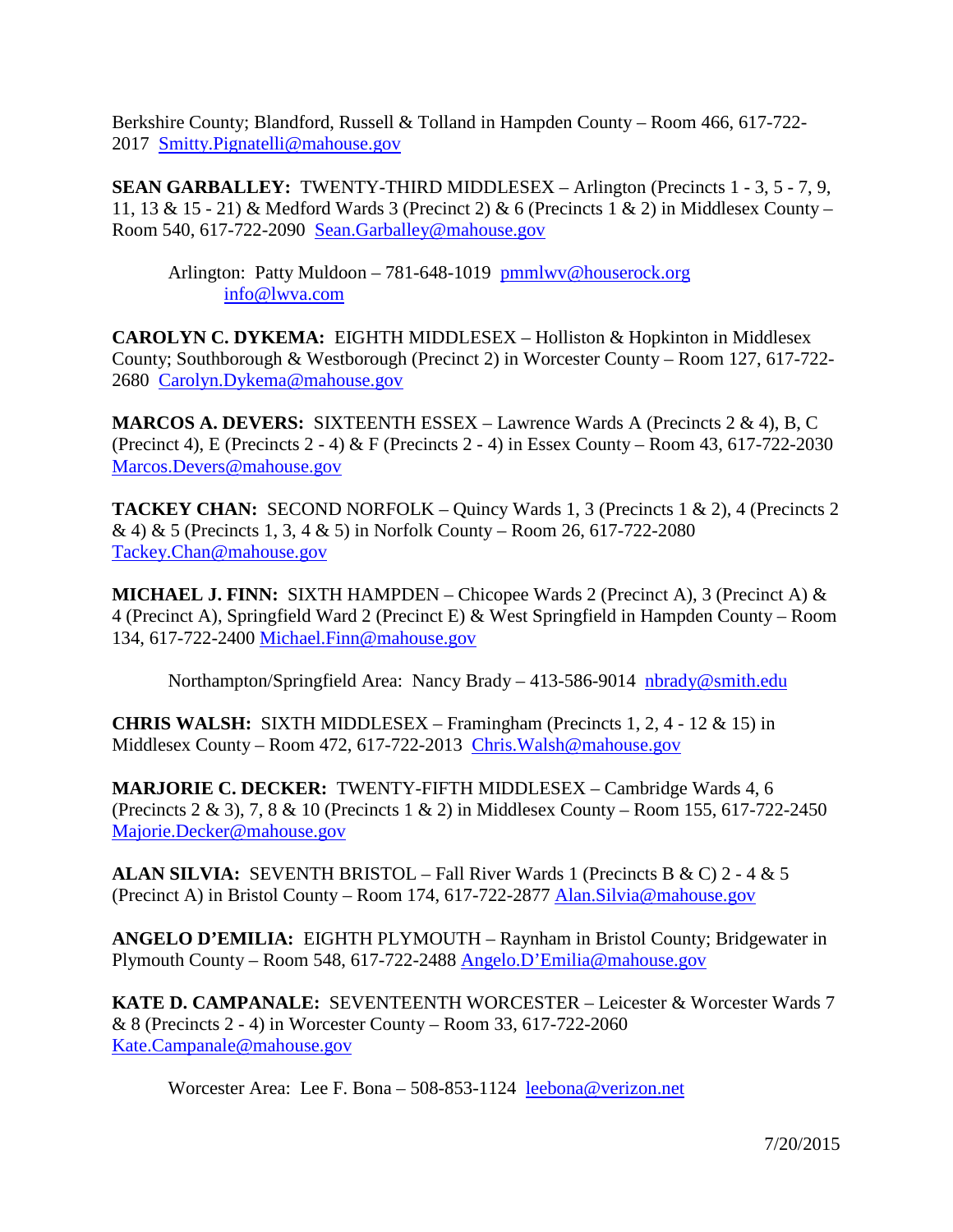Berkshire County; Blandford, Russell & Tolland in Hampden County – Room 466, 617-722-2017 Smitty.Pignatelli@mahouse.gov

**SEAN GARBALLEY:** TWENTY-THIRD MIDDLESEX – Arlington (Precincts 1 - 3, 5 - 7, 9, 11, 13 & 15 - 21) & Medford Wards 3 (Precinct 2) & 6 (Precincts 1 & 2) in Middlesex County – Room 540, 617-722-2090 Sean.Garballey@mahouse.gov

Arlington: Patty Muldoon – 781-648-1019 pmmlwv@houserock.org
info@lwva.com

**CAROLYN C. DYKEMA:** EIGHTH MIDDLESEX – Holliston & Hopkinton in Middlesex County; Southborough & Westborough (Precinct 2) in Worcester County – Room 127, 617-722-2680 Carolyn.Dykema@mahouse.gov

**MARCOS A. DEVERS:** SIXTEENTH ESSEX – Lawrence Wards A (Precincts 2 & 4), B, C (Precinct 4), E (Precincts 2 - 4) & F (Precincts 2 - 4) in Essex County – Room 43, 617-722-2030 Marcos.Devers@mahouse.gov

**TACKEY CHAN:** SECOND NORFOLK – Quincy Wards 1, 3 (Precincts 1 & 2), 4 (Precincts 2 & 4) & 5 (Precincts 1, 3, 4 & 5) in Norfolk County – Room 26, 617-722-2080 Tackey.Chan@mahouse.gov

**MICHAEL J. FINN:** SIXTH HAMPDEN – Chicopee Wards 2 (Precinct A), 3 (Precinct A) & 4 (Precinct A), Springfield Ward 2 (Precinct E) & West Springfield in Hampden County – Room 134, 617-722-2400 Michael.Finn@mahouse.gov

Northampton/Springfield Area: Nancy Brady – 413-586-9014 nbrady@smith.edu

**CHRIS WALSH:** SIXTH MIDDLESEX – Framingham (Precincts 1, 2, 4 - 12 & 15) in Middlesex County – Room 472, 617-722-2013 Chris.Walsh@mahouse.gov

**MARJORIE C. DECKER:** TWENTY-FIFTH MIDDLESEX – Cambridge Wards 4, 6 (Precincts 2 & 3), 7, 8 & 10 (Precincts 1 & 2) in Middlesex County – Room 155, 617-722-2450 Majorie.Decker@mahouse.gov

**ALAN SILVIA:** SEVENTH BRISTOL – Fall River Wards 1 (Precincts B & C) 2 - 4 & 5 (Precinct A) in Bristol County – Room 174, 617-722-2877 Alan.Silvia@mahouse.gov

**ANGELO D'EMILIA:** EIGHTH PLYMOUTH – Raynham in Bristol County; Bridgewater in Plymouth County – Room 548, 617-722-2488 Angelo.D'Emilia@mahouse.gov

**KATE D. CAMPANALE:** SEVENTEENTH WORCESTER – Leicester & Worcester Wards 7 & 8 (Precincts 2 - 4) in Worcester County – Room 33, 617-722-2060 Kate.Campanale@mahouse.gov

Worcester Area: Lee F. Bona – 508-853-1124 leebona@verizon.net

7/20/2015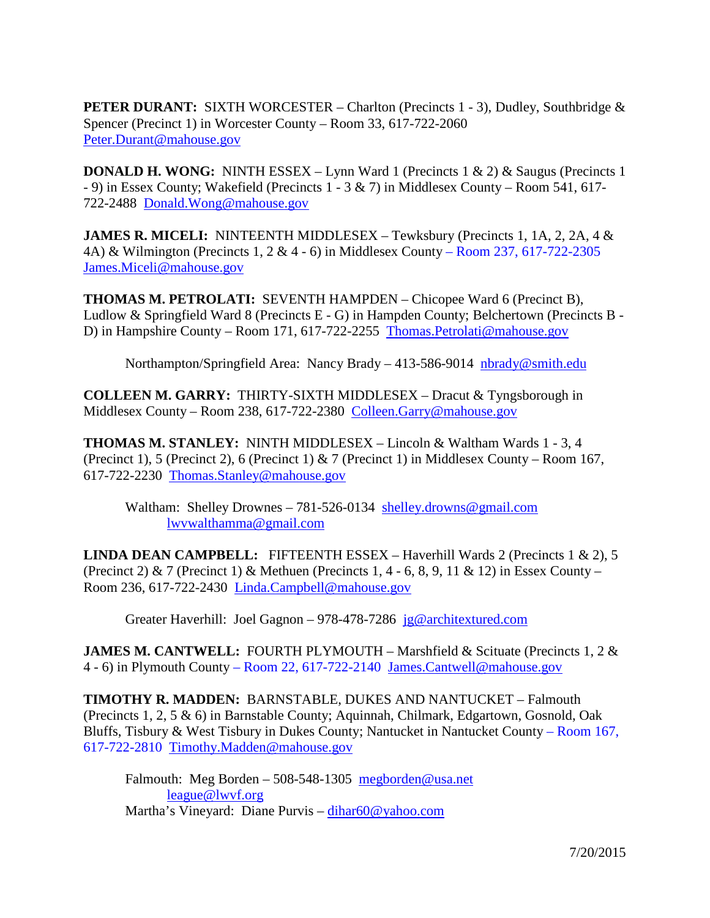**PETER DURANT:** SIXTH WORCESTER – Charlton (Precincts 1 - 3), Dudley, Southbridge & Spencer (Precinct 1) in Worcester County – Room 33, 617-722-2060 Peter.Durant@mahouse.gov

**DONALD H. WONG:** NINTH ESSEX – Lynn Ward 1 (Precincts 1 & 2) & Saugus (Precincts 1 - 9) in Essex County; Wakefield (Precincts 1 - 3 & 7) in Middlesex County – Room 541, 617-722-2488 Donald.Wong@mahouse.gov

**JAMES R. MICELI:** NINTEENTH MIDDLESEX – Tewksbury (Precincts 1, 1A, 2, 2A, 4 & 4A) & Wilmington (Precincts 1, 2 & 4 - 6) in Middlesex County – Room 237, 617-722-2305 James.Miceli@mahouse.gov

**THOMAS M. PETROLATI:** SEVENTH HAMPDEN – Chicopee Ward 6 (Precinct B), Ludlow & Springfield Ward 8 (Precincts E - G) in Hampden County; Belchertown (Precincts B - D) in Hampshire County – Room 171, 617-722-2255 Thomas.Petrolati@mahouse.gov

Northampton/Springfield Area: Nancy Brady – 413-586-9014 nbrady@smith.edu

**COLLEEN M. GARRY:** THIRTY-SIXTH MIDDLESEX – Dracut & Tyngsborough in Middlesex County – Room 238, 617-722-2380 Colleen.Garry@mahouse.gov

**THOMAS M. STANLEY:** NINTH MIDDLESEX – Lincoln & Waltham Wards 1 - 3, 4 (Precinct 1), 5 (Precinct 2), 6 (Precinct 1) & 7 (Precinct 1) in Middlesex County – Room 167, 617-722-2230 Thomas.Stanley@mahouse.gov

Waltham: Shelley Drownes – 781-526-0134 shelley.drowns@gmail.com
lwvwalthamma@gmail.com

**LINDA DEAN CAMPBELL:** FIFTEENTH ESSEX – Haverhill Wards 2 (Precincts 1 & 2), 5 (Precinct 2) & 7 (Precinct 1) & Methuen (Precincts 1, 4 - 6, 8, 9, 11 & 12) in Essex County – Room 236, 617-722-2430 Linda.Campbell@mahouse.gov

Greater Haverhill: Joel Gagnon – 978-478-7286 jg@architextured.com

**JAMES M. CANTWELL:** FOURTH PLYMOUTH – Marshfield & Scituate (Precincts 1, 2 & 4 - 6) in Plymouth County – Room 22, 617-722-2140 James.Cantwell@mahouse.gov

**TIMOTHY R. MADDEN:** BARNSTABLE, DUKES AND NANTUCKET – Falmouth (Precincts 1, 2, 5 & 6) in Barnstable County; Aquinnah, Chilmark, Edgartown, Gosnold, Oak Bluffs, Tisbury & West Tisbury in Dukes County; Nantucket in Nantucket County – Room 167, 617-722-2810 Timothy.Madden@mahouse.gov

Falmouth: Meg Borden – 508-548-1305 megborden@usa.net
league@lwvf.org
Martha's Vineyard: Diane Purvis – dihar60@yahoo.com

7/20/2015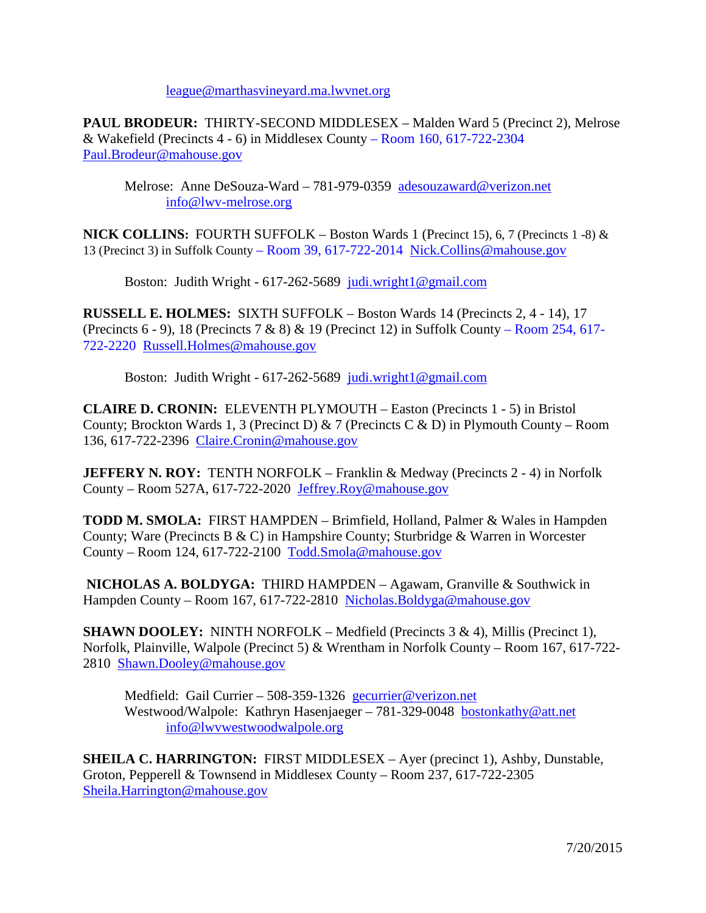league@marthasvineyard.ma.lwvnet.org

**PAUL BRODEUR:** THIRTY-SECOND MIDDLESEX – Malden Ward 5 (Precinct 2), Melrose & Wakefield (Precincts 4 - 6) in Middlesex County – Room 160, 617-722-2304 Paul.Brodeur@mahouse.gov

Melrose: Anne DeSouza-Ward – 781-979-0359 adesouzaward@verizon.net info@lwv-melrose.org

**NICK COLLINS:** FOURTH SUFFOLK – Boston Wards 1 (Precinct 15), 6, 7 (Precincts 1 -8) & 13 (Precinct 3) in Suffolk County – Room 39, 617-722-2014 Nick.Collins@mahouse.gov

Boston: Judith Wright - 617-262-5689 judi.wright1@gmail.com

**RUSSELL E. HOLMES:** SIXTH SUFFOLK – Boston Wards 14 (Precincts 2, 4 - 14), 17 (Precincts 6 - 9), 18 (Precincts 7 & 8) & 19 (Precinct 12) in Suffolk County – Room 254, 617-722-2220 Russell.Holmes@mahouse.gov

Boston: Judith Wright - 617-262-5689 judi.wright1@gmail.com

**CLAIRE D. CRONIN:** ELEVENTH PLYMOUTH – Easton (Precincts 1 - 5) in Bristol County; Brockton Wards 1, 3 (Precinct D) & 7 (Precincts C & D) in Plymouth County – Room 136, 617-722-2396 Claire.Cronin@mahouse.gov

**JEFFERY N. ROY:** TENTH NORFOLK – Franklin & Medway (Precincts 2 - 4) in Norfolk County – Room 527A, 617-722-2020 Jeffrey.Roy@mahouse.gov

**TODD M. SMOLA:** FIRST HAMPDEN – Brimfield, Holland, Palmer & Wales in Hampden County; Ware (Precincts B & C) in Hampshire County; Sturbridge & Warren in Worcester County – Room 124, 617-722-2100 Todd.Smola@mahouse.gov

**NICHOLAS A. BOLDYGA:** THIRD HAMPDEN – Agawam, Granville & Southwick in Hampden County – Room 167, 617-722-2810 Nicholas.Boldyga@mahouse.gov

**SHAWN DOOLEY:** NINTH NORFOLK – Medfield (Precincts 3 & 4), Millis (Precinct 1), Norfolk, Plainville, Walpole (Precinct 5) & Wrentham in Norfolk County – Room 167, 617-722-2810 Shawn.Dooley@mahouse.gov

Medfield: Gail Currier – 508-359-1326 gecurrier@verizon.net
Westwood/Walpole: Kathryn Hasenjaeger – 781-329-0048 bostonkathy@att.net info@lwvwestwoodwalpole.org

**SHEILA C. HARRINGTON:** FIRST MIDDLESEX – Ayer (precinct 1), Ashby, Dunstable, Groton, Pepperell & Townsend in Middlesex County – Room 237, 617-722-2305 Sheila.Harrington@mahouse.gov

7/20/2015